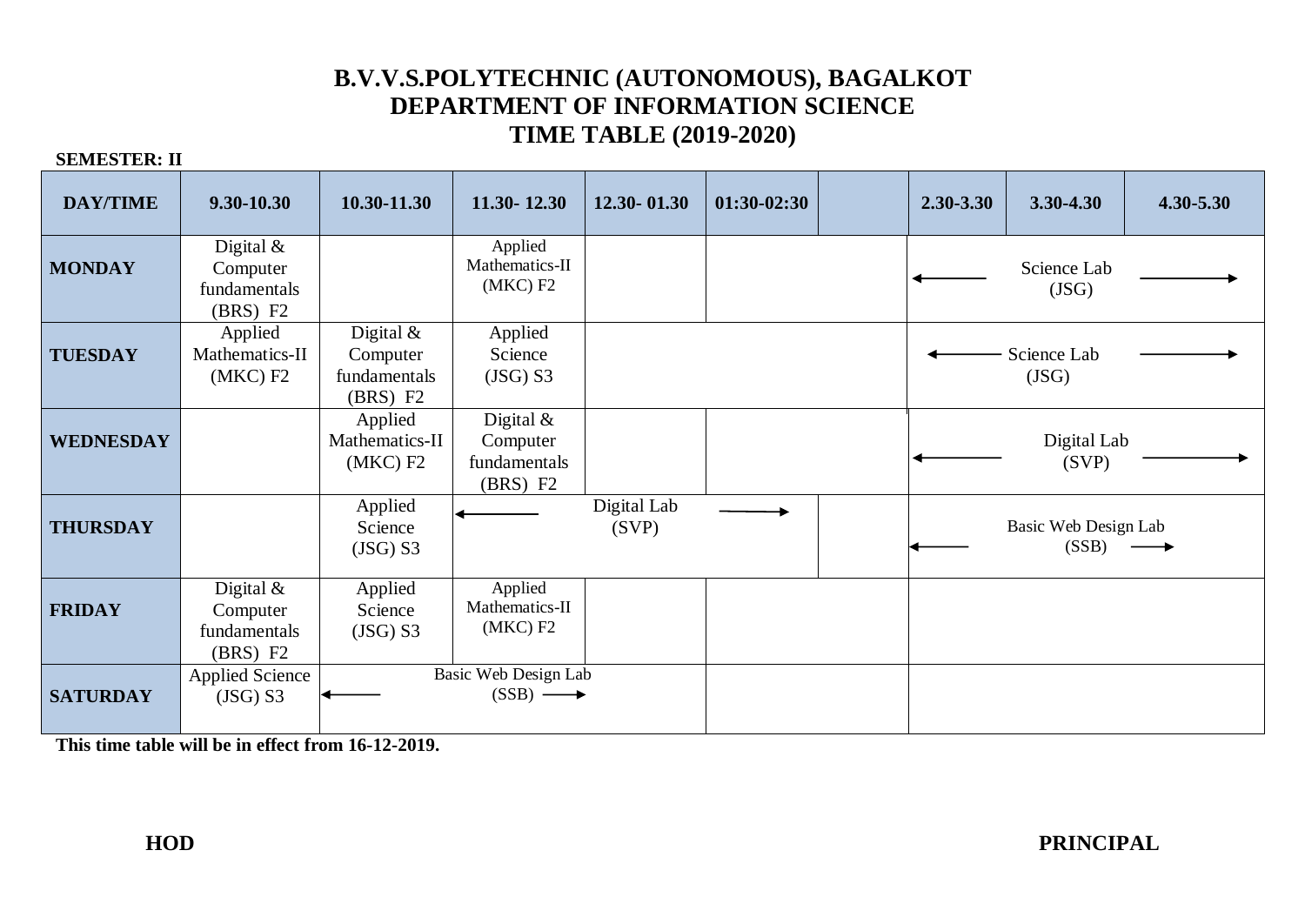# B.V.V.S.POLYTECHNIC (AUTONOMOUS), BAGALKOT
## DEPARTMENT OF INFORMATION SCIENCE
## TIME TABLE (2019-2020)

**SEMESTER: II**

| DAY/TIME | 9.30-10.30 | 10.30-11.30 | 11.30- 12.30 | 12.30- 01.30 | 01:30-02:30 | | 2.30-3.30 | 3.30-4.30 | 4.30-5.30 |
|---|---|---|---|---|---|---|---|---|---|
| **MONDAY** | Digital & Computer fundamentals (BRS) F2 | | Applied Mathematics-II (MKC) F2 | | | | ← Science Lab (JSG) → | | |
| **TUESDAY** | Applied Mathematics-II (MKC) F2 | Digital & Computer fundamentals (BRS) F2 | Applied Science (JSG) S3 | | | | ← Science Lab (JSG) → | | |
| **WEDNESDAY** | | Applied Mathematics-II (MKC) F2 | Digital & Computer fundamentals (BRS) F2 | | | | ← Digital Lab (SVP) → | | |
| **THURSDAY** | | Applied Science (JSG) S3 | ← Digital Lab (SVP) → | | | | ← Basic Web Design Lab (SSB) → | | |
| **FRIDAY** | Digital & Computer fundamentals (BRS) F2 | Applied Science (JSG) S3 | Applied Mathematics-II (MKC) F2 | | | | | | |
| **SATURDAY** | Applied Science (JSG) S3 | ← Basic Web Design Lab (SSB) → | | | | | | | |

**This time table will be in effect from 16-12-2019.**

**HOD** **PRINCIPAL**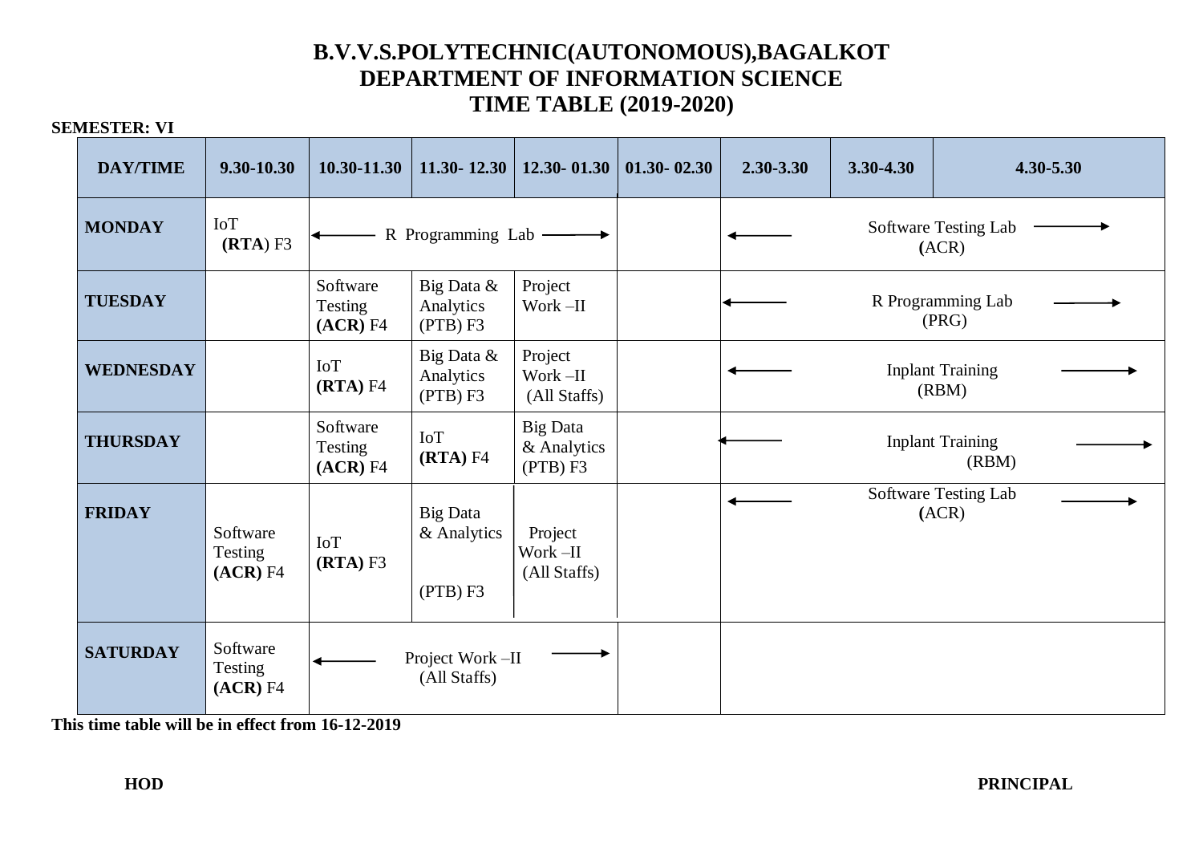# B.V.V.S.POLYTECHNIC(AUTONOMOUS),BAGALKOT
## DEPARTMENT OF INFORMATION SCIENCE
## TIME TABLE (2019-2020)

**SEMESTER: VI**

| DAY/TIME | 9.30-10.30 | 10.30-11.30 | 11.30- 12.30 | 12.30- 01.30 | 01.30- 02.30 | 2.30-3.30 | 3.30-4.30 | 4.30-5.30 |
|---|---|---|---|---|---|---|---|---|
| **MONDAY** | IoT **(RTA**) F3 | ← R Programming Lab → | | | | ← Software Testing Lab → **(**ACR) | | |
| **TUESDAY** | | Software Testing **(ACR)** F4 | Big Data & Analytics (PTB) F3 | Project Work –II | | ← R Programming Lab → (PRG) | | |
| **WEDNESDAY** | | IoT **(RTA)** F4 | Big Data & Analytics (PTB) F3 | Project Work –II (All Staffs) | | ← Inplant Training → (RBM) | | |
| **THURSDAY** | | Software Testing **(ACR)** F4 | IoT **(RTA)** F4 | Big Data & Analytics (PTB) F3 | | ← Inplant Training → (RBM) | | |
| **FRIDAY** | Software Testing **(ACR)** F4 | IoT **(RTA)** F3 | Big Data & Analytics (PTB) F3 | Project Work –II (All Staffs) | | ← Software Testing Lab → **(**ACR) | | |
| **SATURDAY** | Software Testing **(ACR)** F4 | ← Project Work –II → (All Staffs) | | | | | | |

**This time table will be in effect from 16-12-2019**

**HOD** **PRINCIPAL**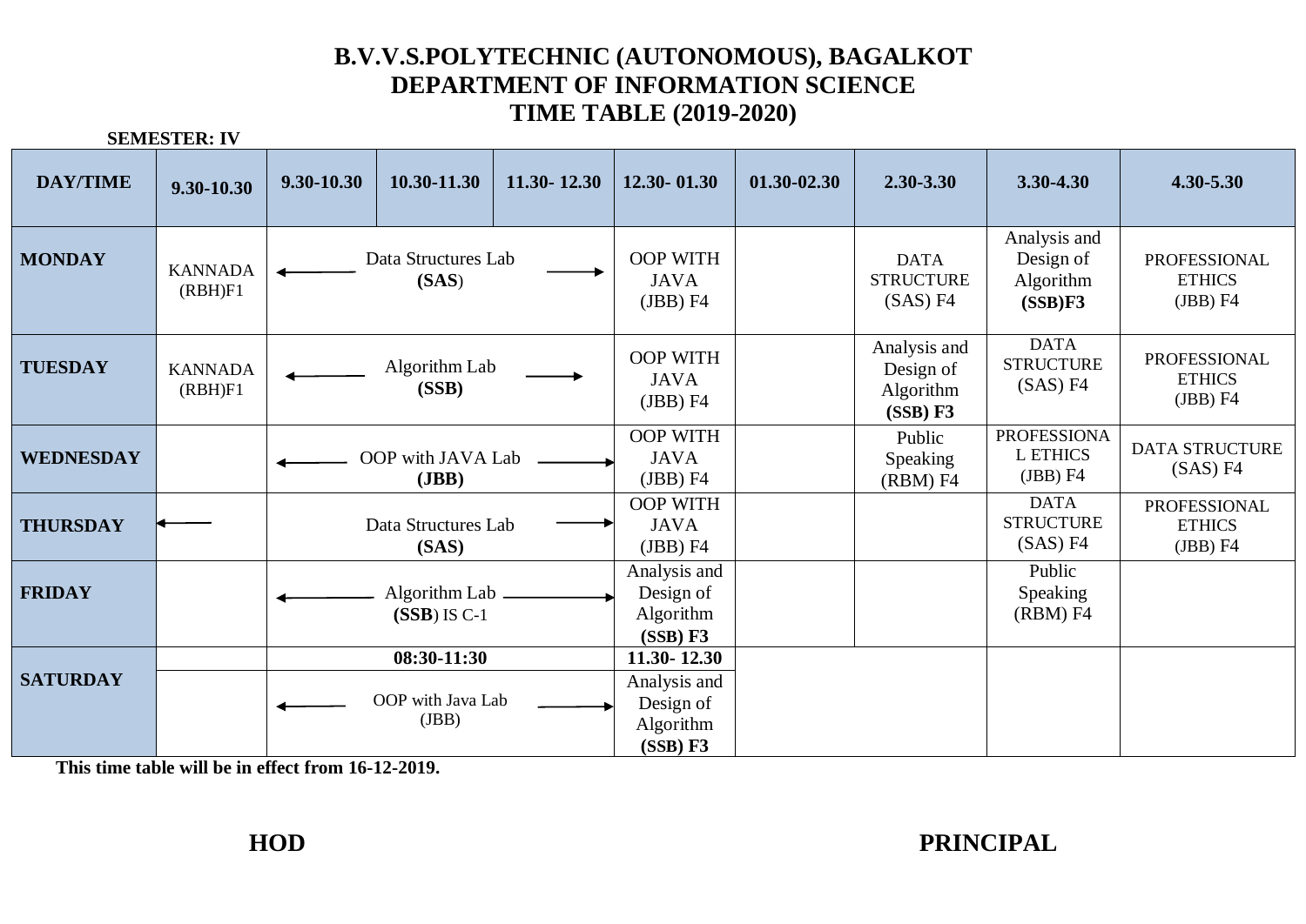# B.V.V.S.POLYTECHNIC (AUTONOMOUS), BAGALKOT
# DEPARTMENT OF INFORMATION SCIENCE
# TIME TABLE (2019-2020)

**SEMESTER: IV**

| DAY/TIME | 9.30-10.30 | 9.30-10.30 | 10.30-11.30 | 11.30- 12.30 | 12.30- 01.30 | 01.30-02.30 | 2.30-3.30 | 3.30-4.30 | 4.30-5.30 |
|---|---|---|---|---|---|---|---|---|---|
| **MONDAY** | KANNADA (RBH)F1 | ← Data Structures Lab **(SAS)** → | | | OOP WITH JAVA (JBB) F4 | | DATA STRUCTURE (SAS) F4 | Analysis and Design of Algorithm **(SSB)F3** | PROFESSIONAL ETHICS (JBB) F4 |
| **TUESDAY** | KANNADA (RBH)F1 | ← Algorithm Lab **(SSB)** → | | | OOP WITH JAVA (JBB) F4 | | Analysis and Design of Algorithm **(SSB) F3** | DATA STRUCTURE (SAS) F4 | PROFESSIONAL ETHICS (JBB) F4 |
| **WEDNESDAY** | | ← OOP with JAVA Lab **(JBB)** → | | | OOP WITH JAVA (JBB) F4 | | Public Speaking (RBM) F4 | PROFESSIONAL ETHICS (JBB) F4 | DATA STRUCTURE (SAS) F4 |
| **THURSDAY** | ← | Data Structures Lab **(SAS)** → | | | OOP WITH JAVA (JBB) F4 | | | DATA STRUCTURE (SAS) F4 | PROFESSIONAL ETHICS (JBB) F4 |
| **FRIDAY** | | ← Algorithm Lab **(SSB)** IS C-1 → | | | Analysis and Design of Algorithm **(SSB) F3** | | | Public Speaking (RBM) F4 | |
| **SATURDAY** | | **08:30-11:30** | | | **11.30- 12.30** | | | | |
| | | ← OOP with Java Lab (JBB) → | | | Analysis and Design of Algorithm **(SSB) F3** | | | | |

**This time table will be in effect from 16-12-2019.**

**HOD** **PRINCIPAL**